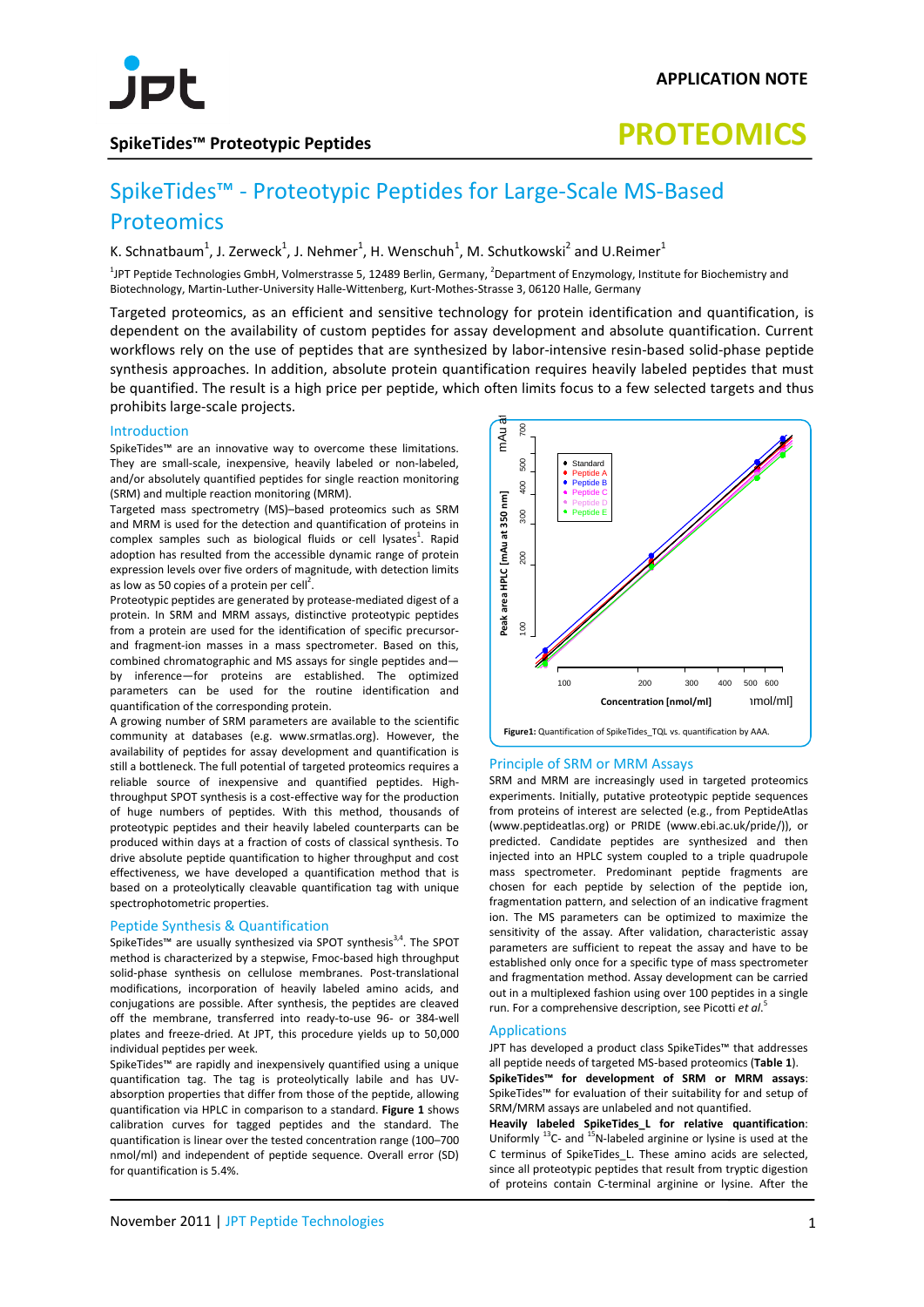# SpikeTides™ - Proteotypic Peptides for Large-Scale MS-Based Proteomics

K. Schnatbaum[1], J. Zerweck[1], J. Nehmer[1], H. Wenschuh[1], M. Schutkowski[2] and U.Reimer[1]

[1]JPT Peptide Technologies GmbH, Volmerstrasse 5, 12489 Berlin, Germany, [2]Department of Enzymology, Institute for Biochemistry and Biotechnology, Martin-Luther-University Halle-Wittenberg, Kurt-Mothes-Strasse 3, 06120 Halle, Germany

Targeted proteomics, as an efficient and sensitive technology for protein identification and quantification, is dependent on the availability of custom peptides for assay development and absolute quantification. Current workflows rely on the use of peptides that are synthesized by labor-intensive resin-based solid-phase peptide synthesis approaches. In addition, absolute protein quantification requires heavily labeled peptides that must be quantified. The result is a high price per peptide, which often limits focus to a few selected targets and thus prohibits large-scale projects.

## Introduction

SpikeTides™ are an innovative way to overcome these limitations. They are small-scale, inexpensive, heavily labeled or non-labeled, and/or absolutely quantified peptides for single reaction monitoring (SRM) and multiple reaction monitoring (MRM).

Targeted mass spectrometry (MS)–based proteomics such as SRM and MRM is used for the detection and quantification of proteins in complex samples such as biological fluids or cell lysates[1]. Rapid adoption has resulted from the accessible dynamic range of protein expression levels over five orders of magnitude, with detection limits as low as 50 copies of a protein per cell[2].

Proteotypic peptides are generated by protease-mediated digest of a protein. In SRM and MRM assays, distinctive proteotypic peptides from a protein are used for the identification of specific precursor- and fragment-ion masses in a mass spectrometer. Based on this, combined chromatographic and MS assays for single peptides and—by inference—for proteins are established. The optimized parameters can be used for the routine identification and quantification of the corresponding protein.

A growing number of SRM parameters are available to the scientific community at databases (e.g. www.srmatlas.org). However, the availability of peptides for assay development and quantification is still a bottleneck. The full potential of targeted proteomics requires a reliable source of inexpensive and quantified peptides. High-throughput SPOT synthesis is a cost-effective way for the production of huge numbers of peptides. With this method, thousands of proteotypic peptides and their heavily labeled counterparts can be produced within days at a fraction of costs of classical synthesis. To drive absolute peptide quantification to higher throughput and cost effectiveness, we have developed a quantification method that is based on a proteolytically cleavable quantification tag with unique spectrophotometric properties.

## Peptide Synthesis & Quantification

SpikeTides™ are usually synthesized via SPOT synthesis[3,4]. The SPOT method is characterized by a stepwise, Fmoc-based high throughput solid-phase synthesis on cellulose membranes. Post-translational modifications, incorporation of heavily labeled amino acids, and conjugations are possible. After synthesis, the peptides are cleaved off the membrane, transferred into ready-to-use 96- or 384-well plates and freeze-dried. At JPT, this procedure yields up to 50,000 individual peptides per week.

SpikeTides™ are rapidly and inexpensively quantified using a unique quantification tag. The tag is proteolytically labile and has UV-absorption properties that differ from those of the peptide, allowing quantification via HPLC in comparison to a standard. **Figure 1** shows calibration curves for tagged peptides and the standard. The quantification is linear over the tested concentration range (100–700 nmol/ml) and independent of peptide sequence. Overall error (SD) for quantification is 5.4%.

Peak area HPLC [mAu at 350 nm]
100
200
300
400
500
700
Concentration [nmol/ml]
100
200
300
400
500
600
Standard
Peptide A
Peptide B
Peptide C
Peptide D
Peptide E

**Figure1:** Quantification of SpikeTides_TQL vs. quantification by AAA.

## Principle of SRM or MRM Assays

SRM and MRM are increasingly used in targeted proteomics experiments. Initially, putative proteotypic peptide sequences from proteins of interest are selected (e.g., from PeptideAtlas (www.peptideatlas.org) or PRIDE (www.ebi.ac.uk/pride/)), or predicted. Candidate peptides are synthesized and then injected into an HPLC system coupled to a triple quadrupole mass spectrometer. Predominant peptide fragments are chosen for each peptide by selection of the peptide ion, fragmentation pattern, and selection of an indicative fragment ion. The MS parameters can be optimized to maximize the sensitivity of the assay. After validation, characteristic assay parameters are sufficient to repeat the assay and have to be established only once for a specific type of mass spectrometer and fragmentation method. Assay development can be carried out in a multiplexed fashion using over 100 peptides in a single run. For a comprehensive description, see Picotti *et al.*[5]

## Applications

JPT has developed a product class SpikeTides™ that addresses all peptide needs of targeted MS-based proteomics (**Table 1**).

**SpikeTides™ for development of SRM or MRM assays**: SpikeTides™ for evaluation of their suitability for and setup of SRM/MRM assays are unlabeled and not quantified.

**Heavily labeled SpikeTides_L for relative quantification**: Uniformly $^{13}$C- and $^{15}$N-labeled arginine or lysine is used at the C terminus of SpikeTides_L. These amino acids are selected, since all proteotypic peptides that result from tryptic digestion of proteins contain C-terminal arginine or lysine. After the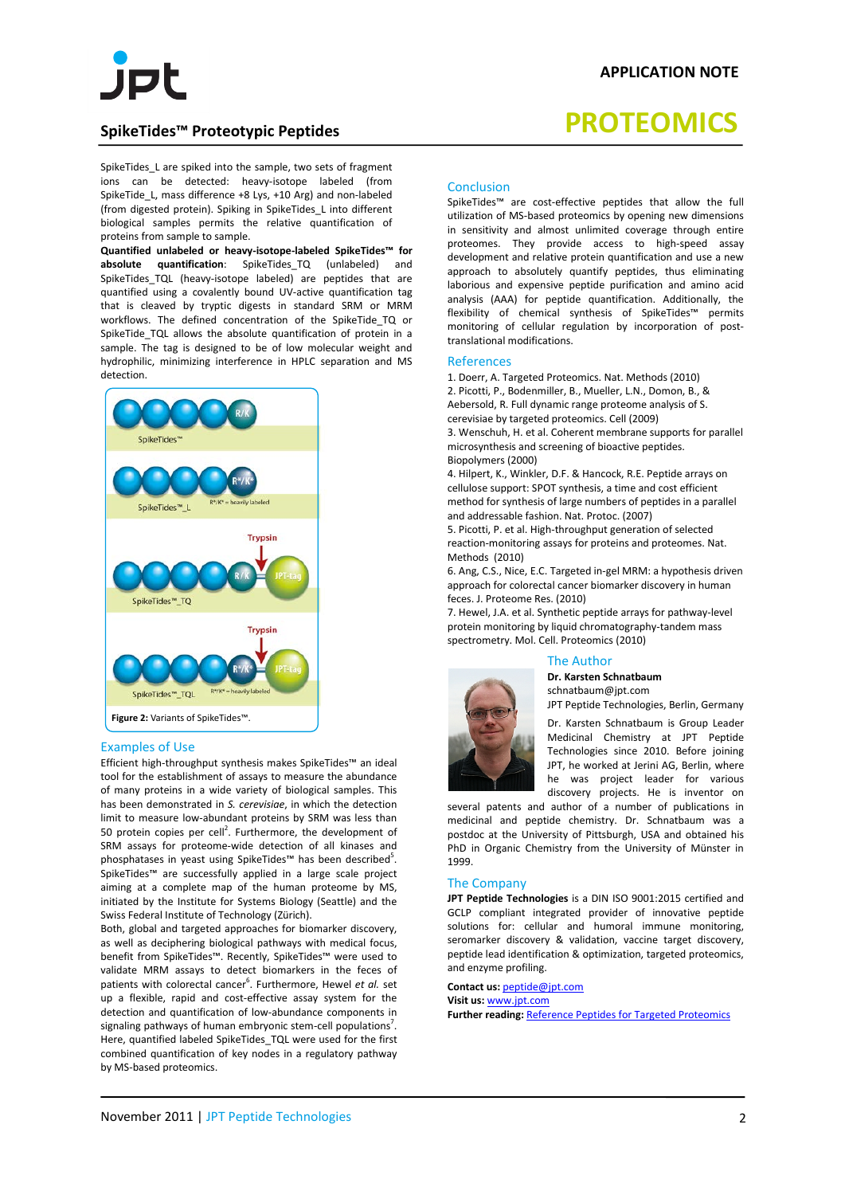SpikeTides_L are spiked into the sample, two sets of fragment ions can be detected: heavy-isotope labeled (from SpikeTide_L, mass difference +8 Lys, +10 Arg) and non-labeled (from digested protein). Spiking in SpikeTides_L into different biological samples permits the relative quantification of proteins from sample to sample.

**Quantified unlabeled or heavy-isotope-labeled SpikeTides™ for absolute quantification**: SpikeTides_TQ (unlabeled) and SpikeTides_TQL (heavy-isotope labeled) are peptides that are quantified using a covalently bound UV-active quantification tag that is cleaved by tryptic digests in standard SRM or MRM workflows. The defined concentration of the SpikeTide_TQ or SpikeTide_TQL allows the absolute quantification of protein in a sample. The tag is designed to be of low molecular weight and hydrophilic, minimizing interference in HPLC separation and MS detection.

R/K
SpikeTides™

R*/K*
SpikeTides™_L
R*/K* = heavily labeled

Trypsin
R/K
JPT-tag
SpikeTides™_TQ

Trypsin
R*/K*
JPT-tag
SpikeTides™_TQL
R*/K* = heavily labeled

**Figure 2:** Variants of SpikeTides™.

## Examples of Use

Efficient high-throughput synthesis makes SpikeTides™ an ideal tool for the establishment of assays to measure the abundance of many proteins in a wide variety of biological samples. This has been demonstrated in *S. cerevisiae*, in which the detection limit to measure low-abundant proteins by SRM was less than 50 protein copies per cell[2]. Furthermore, the development of SRM assays for proteome-wide detection of all kinases and phosphatases in yeast using SpikeTides™ has been described[5]. SpikeTides™ are successfully applied in a large scale project aiming at a complete map of the human proteome by MS, initiated by the Institute for Systems Biology (Seattle) and the Swiss Federal Institute of Technology (Zürich).

Both, global and targeted approaches for biomarker discovery, as well as deciphering biological pathways with medical focus, benefit from SpikeTides™. Recently, SpikeTides™ were used to validate MRM assays to detect biomarkers in the feces of patients with colorectal cancer[6]. Furthermore, Hewel *et al.* set up a flexible, rapid and cost-effective assay system for the detection and quantification of low-abundance components in signaling pathways of human embryonic stem-cell populations[7]. Here, quantified labeled SpikeTides_TQL were used for the first combined quantification of key nodes in a regulatory pathway by MS-based proteomics.

## Conclusion

SpikeTides™ are cost-effective peptides that allow the full utilization of MS-based proteomics by opening new dimensions in sensitivity and almost unlimited coverage through entire proteomes. They provide access to high-speed assay development and relative protein quantification and use a new approach to absolutely quantify peptides, thus eliminating laborious and expensive peptide purification and amino acid analysis (AAA) for peptide quantification. Additionally, the flexibility of chemical synthesis of SpikeTides™ permits monitoring of cellular regulation by incorporation of post-translational modifications.

## References

1. Doerr, A. Targeted Proteomics. Nat. Methods (2010)
2. Picotti, P., Bodenmiller, B., Mueller, L.N., Domon, B., & Aebersold, R. Full dynamic range proteome analysis of S. cerevisiae by targeted proteomics. Cell (2009)
3. Wenschuh, H. et al. Coherent membrane supports for parallel microsynthesis and screening of bioactive peptides. Biopolymers (2000)
4. Hilpert, K., Winkler, D.F. & Hancock, R.E. Peptide arrays on cellulose support: SPOT synthesis, a time and cost efficient method for synthesis of large numbers of peptides in a parallel and addressable fashion. Nat. Protoc. (2007)
5. Picotti, P. et al. High-throughput generation of selected reaction-monitoring assays for proteins and proteomes. Nat. Methods (2010)
6. Ang, C.S., Nice, E.C. Targeted in-gel MRM: a hypothesis driven approach for colorectal cancer biomarker discovery in human feces. J. Proteome Res. (2010)
7. Hewel, J.A. et al. Synthetic peptide arrays for pathway-level protein monitoring by liquid chromatography-tandem mass spectrometry. Mol. Cell. Proteomics (2010)

## The Author

**Dr. Karsten Schnatbaum**
schnatbaum@jpt.com
JPT Peptide Technologies, Berlin, Germany

Dr. Karsten Schnatbaum is Group Leader Medicinal Chemistry at JPT Peptide Technologies since 2010. Before joining JPT, he worked at Jerini AG, Berlin, where he was project leader for various discovery projects. He is inventor on several patents and author of a number of publications in medicinal and peptide chemistry. Dr. Schnatbaum was a postdoc at the University of Pittsburgh, USA and obtained his PhD in Organic Chemistry from the University of Münster in 1999.

## The Company

**JPT Peptide Technologies** is a DIN ISO 9001:2015 certified and GCLP compliant integrated provider of innovative peptide solutions for: cellular and humoral immune monitoring, seromarker discovery & validation, vaccine target discovery, peptide lead identification & optimization, targeted proteomics, and enzyme profiling.

**Contact us:** peptide@jpt.com
**Visit us:** www.jpt.com
**Further reading:** Reference Peptides for Targeted Proteomics